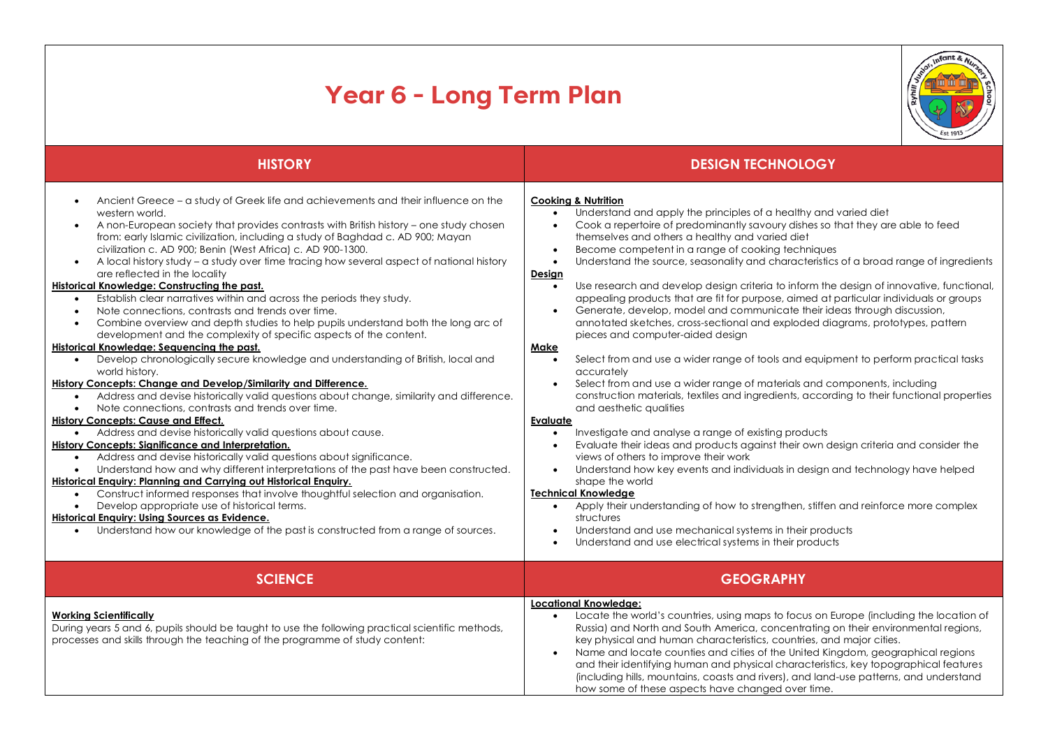# Year 6 - Long Term Plan

## HISTORY

- Ancient Greece – a study of Greek life and achievements and their influence on the western world.
- A non-European society that provides contrasts with British history – one study chosen from: early Islamic civilization, including a study of Baghdad c. AD 900; Mayan civilization c. AD 900; Benin (West Africa) c. AD 900-1300.
- A local history study – a study over time tracing how several aspect of national history are reflected in the locality

**Historical Knowledge: Constructing the past.**

- Establish clear narratives within and across the periods they study.
- Note connections, contrasts and trends over time.
- Combine overview and depth studies to help pupils understand both the long arc of development and the complexity of specific aspects of the content.

**Historical Knowledge: Sequencing the past.**

- Develop chronologically secure knowledge and understanding of British, local and world history.

**History Concepts: Change and Develop/Similarity and Difference.**

- Address and devise historically valid questions about change, similarity and difference.
- Note connections, contrasts and trends over time.

**History Concepts: Cause and Effect.**

- Address and devise historically valid questions about cause.

**History Concepts: Significance and Interpretation.**

- Address and devise historically valid questions about significance.
- Understand how and why different interpretations of the past have been constructed.

**Historical Enquiry: Planning and Carrying out Historical Enquiry.**

- Construct informed responses that involve thoughtful selection and organisation.
- Develop appropriate use of historical terms.

**Historical Enquiry: Using Sources as Evidence.**

- Understand how our knowledge of the past is constructed from a range of sources.

## DESIGN TECHNOLOGY

**Cooking & Nutrition**

- Understand and apply the principles of a healthy and varied diet
- Cook a repertoire of predominantly savoury dishes so that they are able to feed themselves and others a healthy and varied diet
- Become competent in a range of cooking techniques
- Understand the source, seasonality and characteristics of a broad range of ingredients

**Design**

- Use research and develop design criteria to inform the design of innovative, functional, appealing products that are fit for purpose, aimed at particular individuals or groups
- Generate, develop, model and communicate their ideas through discussion, annotated sketches, cross-sectional and exploded diagrams, prototypes, pattern pieces and computer-aided design

**Make**

- Select from and use a wider range of tools and equipment to perform practical tasks accurately
- Select from and use a wider range of materials and components, including construction materials, textiles and ingredients, according to their functional properties and aesthetic qualities

**Evaluate**

- Investigate and analyse a range of existing products
- Evaluate their ideas and products against their own design criteria and consider the views of others to improve their work
- Understand how key events and individuals in design and technology have helped shape the world

**Technical Knowledge**

- Apply their understanding of how to strengthen, stiffen and reinforce more complex structures
- Understand and use mechanical systems in their products
- Understand and use electrical systems in their products

## SCIENCE

**Working Scientifically**

During years 5 and 6, pupils should be taught to use the following practical scientific methods, processes and skills through the teaching of the programme of study content:

## GEOGRAPHY

**Locational Knowledge:**

- Locate the world's countries, using maps to focus on Europe (including the location of Russia) and North and South America, concentrating on their environmental regions, key physical and human characteristics, countries, and major cities.
- Name and locate counties and cities of the United Kingdom, geographical regions and their identifying human and physical characteristics, key topographical features (including hills, mountains, coasts and rivers), and land-use patterns, and understand how some of these aspects have changed over time.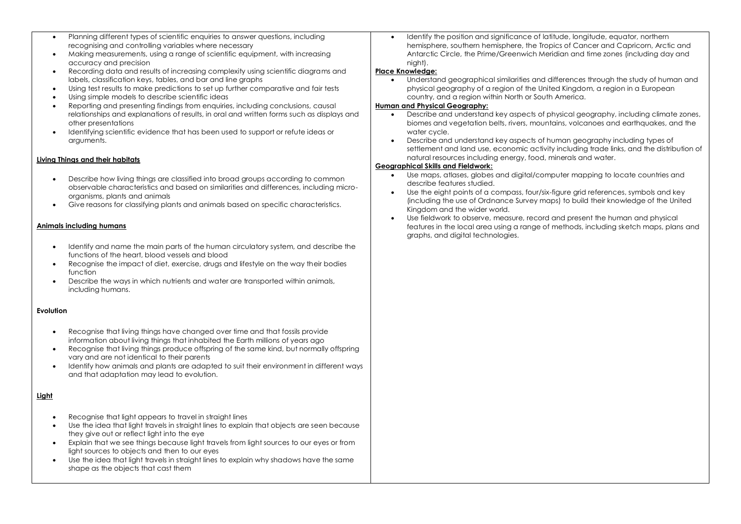- Planning different types of scientific enquiries to answer questions, including recognising and controlling variables where necessary
- Making measurements, using a range of scientific equipment, with increasing accuracy and precision
- Recording data and results of increasing complexity using scientific diagrams and labels, classification keys, tables, and bar and line graphs
- Using test results to make predictions to set up further comparative and fair tests
- Using simple models to describe scientific ideas
- Reporting and presenting findings from enquiries, including conclusions, causal relationships and explanations of results, in oral and written forms such as displays and other presentations
- Identifying scientific evidence that has been used to support or refute ideas or arguments.

**Living Things and their habitats**

- Describe how living things are classified into broad groups according to common observable characteristics and based on similarities and differences, including micro-organisms, plants and animals
- Give reasons for classifying plants and animals based on specific characteristics.

**Animals including humans**

- Identify and name the main parts of the human circulatory system, and describe the functions of the heart, blood vessels and blood
- Recognise the impact of diet, exercise, drugs and lifestyle on the way their bodies function
- Describe the ways in which nutrients and water are transported within animals, including humans.

**Evolution**

- Recognise that living things have changed over time and that fossils provide information about living things that inhabited the Earth millions of years ago
- Recognise that living things produce offspring of the same kind, but normally offspring vary and are not identical to their parents
- Identify how animals and plants are adapted to suit their environment in different ways and that adaptation may lead to evolution.

**Light**

- Recognise that light appears to travel in straight lines
- Use the idea that light travels in straight lines to explain that objects are seen because they give out or reflect light into the eye
- Explain that we see things because light travels from light sources to our eyes or from light sources to objects and then to our eyes
- Use the idea that light travels in straight lines to explain why shadows have the same shape as the objects that cast them

- Identify the position and significance of latitude, longitude, equator, northern hemisphere, southern hemisphere, the Tropics of Cancer and Capricorn, Arctic and Antarctic Circle, the Prime/Greenwich Meridian and time zones (including day and night).

**Place Knowledge:**

- Understand geographical similarities and differences through the study of human and physical geography of a region of the United Kingdom, a region in a European country, and a region within North or South America.

**Human and Physical Geography:**

- Describe and understand key aspects of physical geography, including climate zones, biomes and vegetation belts, rivers, mountains, volcanoes and earthquakes, and the water cycle.
- Describe and understand key aspects of human geography including types of settlement and land use, economic activity including trade links, and the distribution of natural resources including energy, food, minerals and water.

**Geographical Skills and Fieldwork:**

- Use maps, atlases, globes and digital/computer mapping to locate countries and describe features studied.
- Use the eight points of a compass, four/six-figure grid references, symbols and key (including the use of Ordnance Survey maps) to build their knowledge of the United Kingdom and the wider world.
- Use fieldwork to observe, measure, record and present the human and physical features in the local area using a range of methods, including sketch maps, plans and graphs, and digital technologies.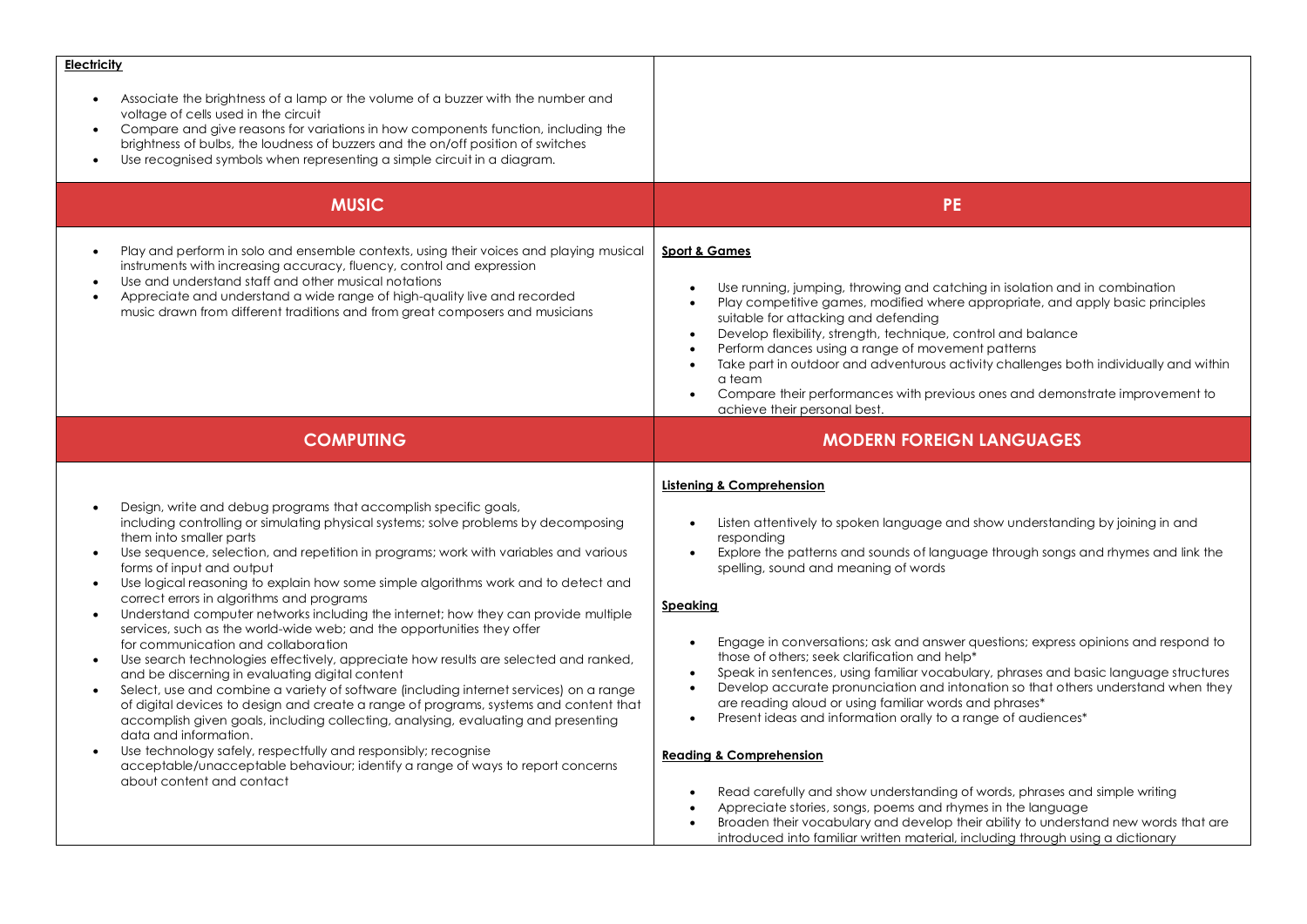**Electricity**

- Associate the brightness of a lamp or the volume of a buzzer with the number and voltage of cells used in the circuit
- Compare and give reasons for variations in how components function, including the brightness of bulbs, the loudness of buzzers and the on/off position of switches
- Use recognised symbols when representing a simple circuit in a diagram.

## MUSIC

- Play and perform in solo and ensemble contexts, using their voices and playing musical instruments with increasing accuracy, fluency, control and expression
- Use and understand staff and other musical notations
- Appreciate and understand a wide range of high-quality live and recorded music drawn from different traditions and from great composers and musicians

## PE

**Sport & Games**

- Use running, jumping, throwing and catching in isolation and in combination
- Play competitive games, modified where appropriate, and apply basic principles suitable for attacking and defending
- Develop flexibility, strength, technique, control and balance
- Perform dances using a range of movement patterns
- Take part in outdoor and adventurous activity challenges both individually and within a team
- Compare their performances with previous ones and demonstrate improvement to achieve their personal best.

## COMPUTING

- Design, write and debug programs that accomplish specific goals, including controlling or simulating physical systems; solve problems by decomposing them into smaller parts
- Use sequence, selection, and repetition in programs; work with variables and various forms of input and output
- Use logical reasoning to explain how some simple algorithms work and to detect and correct errors in algorithms and programs
- Understand computer networks including the internet; how they can provide multiple services, such as the world-wide web; and the opportunities they offer for communication and collaboration
- Use search technologies effectively, appreciate how results are selected and ranked, and be discerning in evaluating digital content
- Select, use and combine a variety of software (including internet services) on a range of digital devices to design and create a range of programs, systems and content that accomplish given goals, including collecting, analysing, evaluating and presenting data and information.
- Use technology safely, respectfully and responsibly; recognise acceptable/unacceptable behaviour; identify a range of ways to report concerns about content and contact

## MODERN FOREIGN LANGUAGES

**Listening & Comprehension**

- Listen attentively to spoken language and show understanding by joining in and responding
- Explore the patterns and sounds of language through songs and rhymes and link the spelling, sound and meaning of words

**Speaking**

- Engage in conversations; ask and answer questions; express opinions and respond to those of others; seek clarification and help*
- Speak in sentences, using familiar vocabulary, phrases and basic language structures
- Develop accurate pronunciation and intonation so that others understand when they are reading aloud or using familiar words and phrases*
- Present ideas and information orally to a range of audiences*

**Reading & Comprehension**

- Read carefully and show understanding of words, phrases and simple writing
- Appreciate stories, songs, poems and rhymes in the language
- Broaden their vocabulary and develop their ability to understand new words that are introduced into familiar written material, including through using a dictionary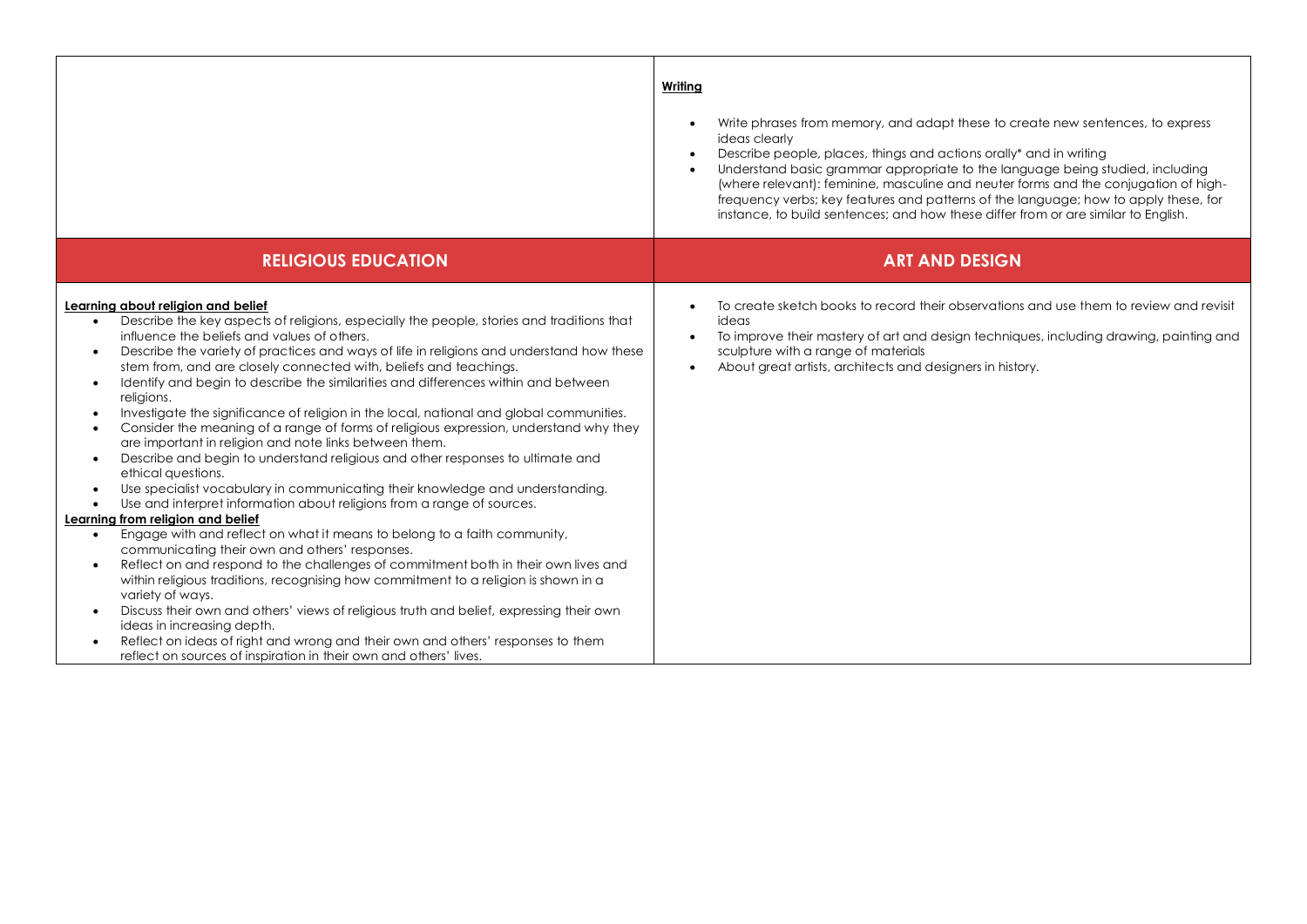**Writing**

- Write phrases from memory, and adapt these to create new sentences, to express ideas clearly
- Describe people, places, things and actions orally* and in writing
- Understand basic grammar appropriate to the language being studied, including (where relevant): feminine, masculine and neuter forms and the conjugation of high-frequency verbs; key features and patterns of the language; how to apply these, for instance, to build sentences; and how these differ from or are similar to English.

## RELIGIOUS EDUCATION

**Learning about religion and belief**

- Describe the key aspects of religions, especially the people, stories and traditions that influence the beliefs and values of others.
- Describe the variety of practices and ways of life in religions and understand how these stem from, and are closely connected with, beliefs and teachings.
- Identify and begin to describe the similarities and differences within and between religions.
- Investigate the significance of religion in the local, national and global communities.
- Consider the meaning of a range of forms of religious expression, understand why they are important in religion and note links between them.
- Describe and begin to understand religious and other responses to ultimate and ethical questions.
- Use specialist vocabulary in communicating their knowledge and understanding.
- Use and interpret information about religions from a range of sources.

**Learning from religion and belief**

- Engage with and reflect on what it means to belong to a faith community, communicating their own and others' responses.
- Reflect on and respond to the challenges of commitment both in their own lives and within religious traditions, recognising how commitment to a religion is shown in a variety of ways.
- Discuss their own and others' views of religious truth and belief, expressing their own ideas in increasing depth.
- Reflect on ideas of right and wrong and their own and others' responses to them reflect on sources of inspiration in their own and others' lives.

## ART AND DESIGN

- To create sketch books to record their observations and use them to review and revisit ideas
- To improve their mastery of art and design techniques, including drawing, painting and sculpture with a range of materials
- About great artists, architects and designers in history.